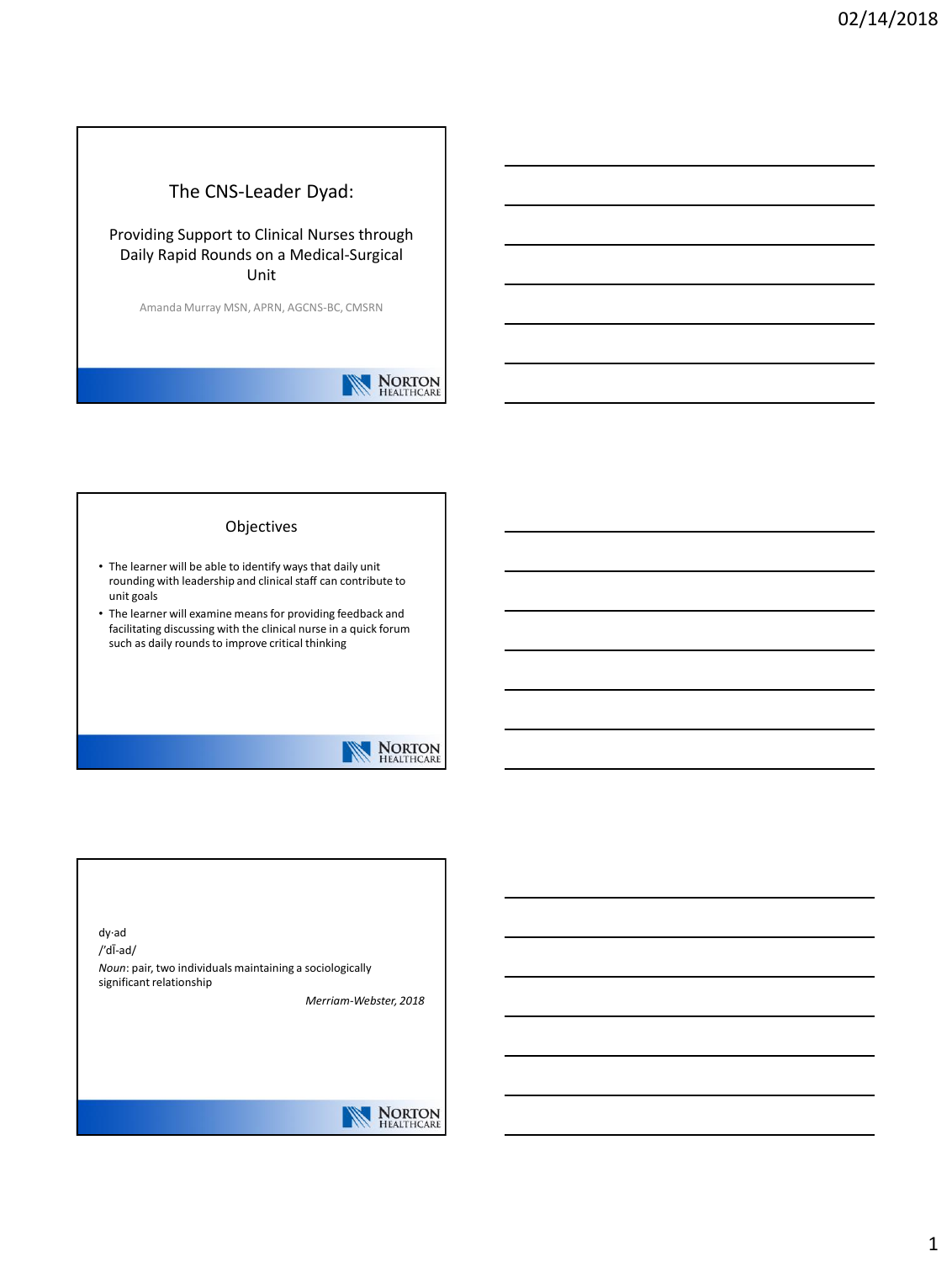# The CNS-Leader Dyad:

## Providing Support to Clinical Nurses through Daily Rapid Rounds on a Medical-Surgical Unit

Amanda Murray MSN, APRN, AGCNS-BC, CMSRN

## Objectives

- The learner will be able to identify ways that daily unit rounding with leadership and clinical staff can contribute to unit goals
- The learner will examine means for providing feedback and facilitating discussing with the clinical nurse in a quick forum such as daily rounds to improve critical thinking

dy·ad
/ˈdī-ad/
*Noun*: pair, two individuals maintaining a sociologically significant relationship

*Merriam-Webster, 2018*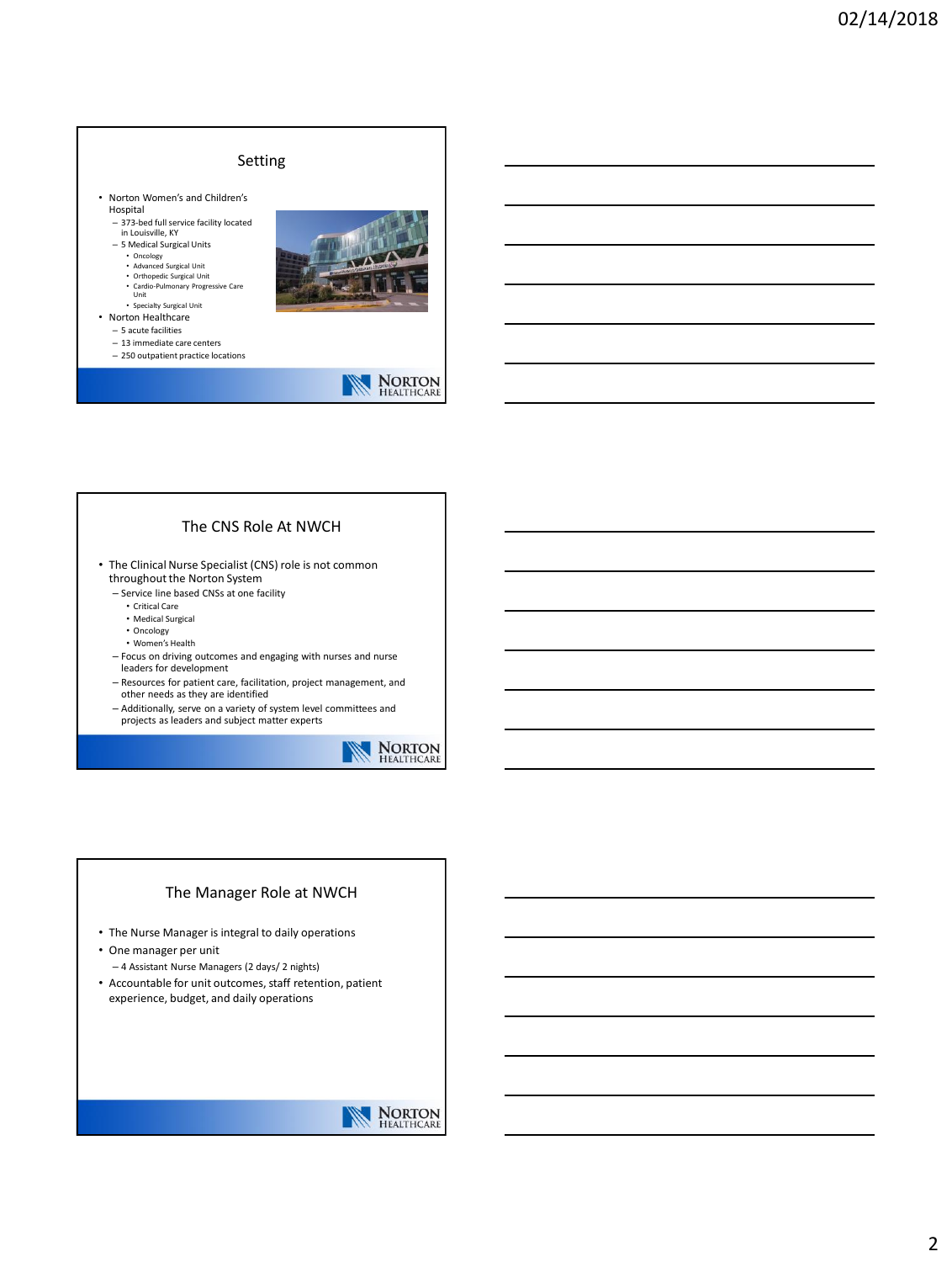## Setting

- Norton Women's and Children's Hospital
  - 373-bed full service facility located in Louisville, KY
  - 5 Medical Surgical Units
    - Oncology
    - Advanced Surgical Unit
    - Orthopedic Surgical Unit
    - Cardio-Pulmonary Progressive Care Unit
    - Specialty Surgical Unit
- Norton Healthcare
  - 5 acute facilities
  - 13 immediate care centers
  - 250 outpatient practice locations

## The CNS Role At NWCH

- The Clinical Nurse Specialist (CNS) role is not common throughout the Norton System
  - Service line based CNSs at one facility
    - Critical Care
    - Medical Surgical
    - Oncology
    - Women's Health
  - Focus on driving outcomes and engaging with nurses and nurse leaders for development
  - Resources for patient care, facilitation, project management, and other needs as they are identified
  - Additionally, serve on a variety of system level committees and projects as leaders and subject matter experts

## The Manager Role at NWCH

- The Nurse Manager is integral to daily operations
- One manager per unit
  - 4 Assistant Nurse Managers (2 days/ 2 nights)
- Accountable for unit outcomes, staff retention, patient experience, budget, and daily operations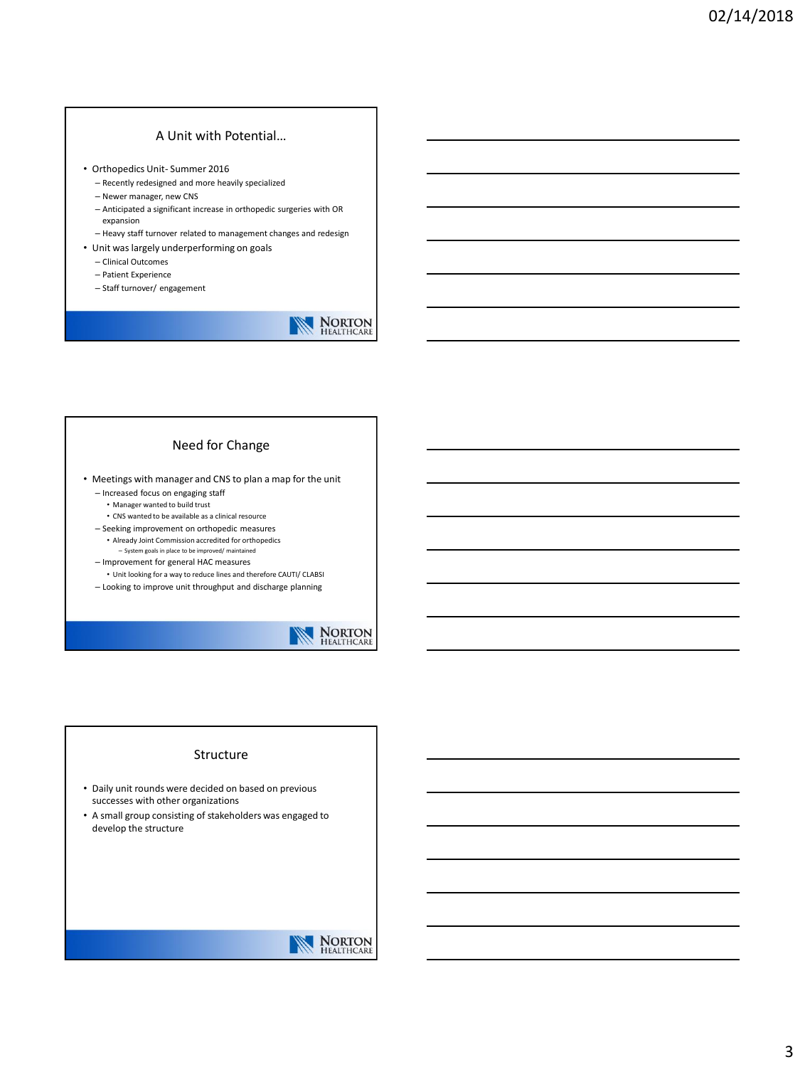## A Unit with Potential…

- Orthopedics Unit- Summer 2016
  - Recently redesigned and more heavily specialized
  - Newer manager, new CNS
  - Anticipated a significant increase in orthopedic surgeries with OR expansion
  - Heavy staff turnover related to management changes and redesign
- Unit was largely underperforming on goals
  - Clinical Outcomes
  - Patient Experience
  - Staff turnover/ engagement

## Need for Change

- Meetings with manager and CNS to plan a map for the unit
  - Increased focus on engaging staff
    - Manager wanted to build trust
    - CNS wanted to be available as a clinical resource
  - Seeking improvement on orthopedic measures
    - Already Joint Commission accredited for orthopedics
      - System goals in place to be improved/ maintained
  - Improvement for general HAC measures
    - Unit looking for a way to reduce lines and therefore CAUTI/ CLABSI
  - Looking to improve unit throughput and discharge planning

## Structure

- Daily unit rounds were decided on based on previous successes with other organizations
- A small group consisting of stakeholders was engaged to develop the structure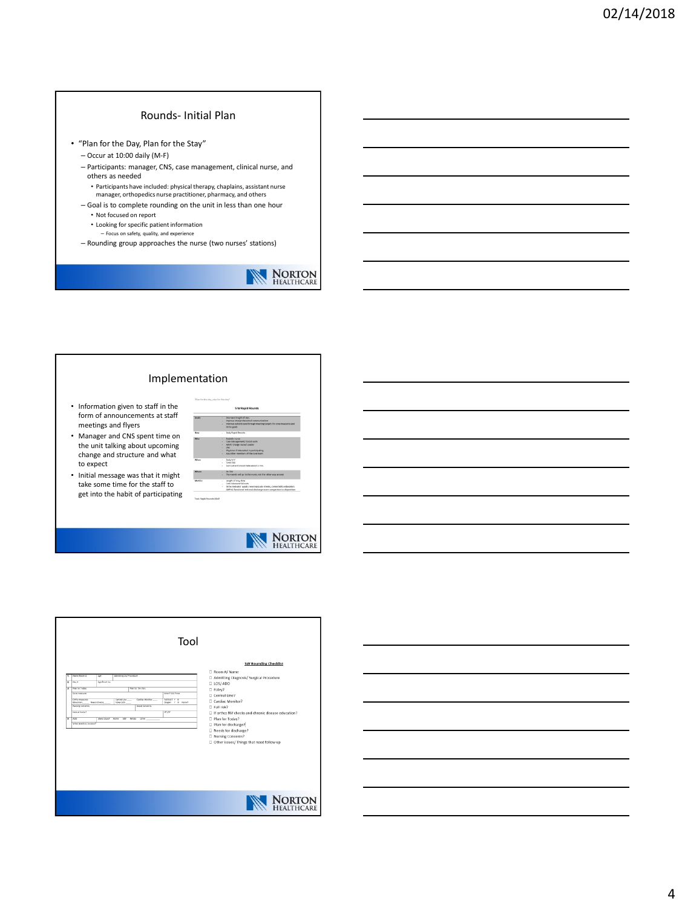## Rounds- Initial Plan

- "Plan for the Day, Plan for the Stay"
  - Occur at 10:00 daily (M-F)
  - Participants: manager, CNS, case management, clinical nurse, and others as needed
    - Participants have included: physical therapy, chaplains, assistant nurse manager, orthopedics nurse practitioner, pharmacy, and others
  - Goal is to complete rounding on the unit in less than one hour
    - Not focused on report
    - Looking for specific patient information
      - Focus on safety, quality, and experience
  - Rounding group approaches the nurse (two nurses' stations)

## Implementation

- Information given to staff in the form of announcements at staff meetings and flyers
- Manager and CNS spent time on the unit talking about upcoming change and structure and what to expect
- Initial message was that it might take some time for the staff to get into the habit of participating

## Tool

**5W Rounding Checklist**

- ☐ Room #/ Name
- ☐ Admitting Diagnosis/ Surgical Procedure
- ☐ LOS/ ADD
- ☐ Foley?
- ☐ Central Line?
- ☐ Cardiac Monitor?
- ☐ Fall risk?
- ☐ If ortho: NV checks and chronic disease education?
- ☐ Plan for Today?
- ☐ Plan for discharge?
- ☐ Needs for discharge?
- ☐ Nursing Concerns?
- ☐ Other issues/ Things that need follow up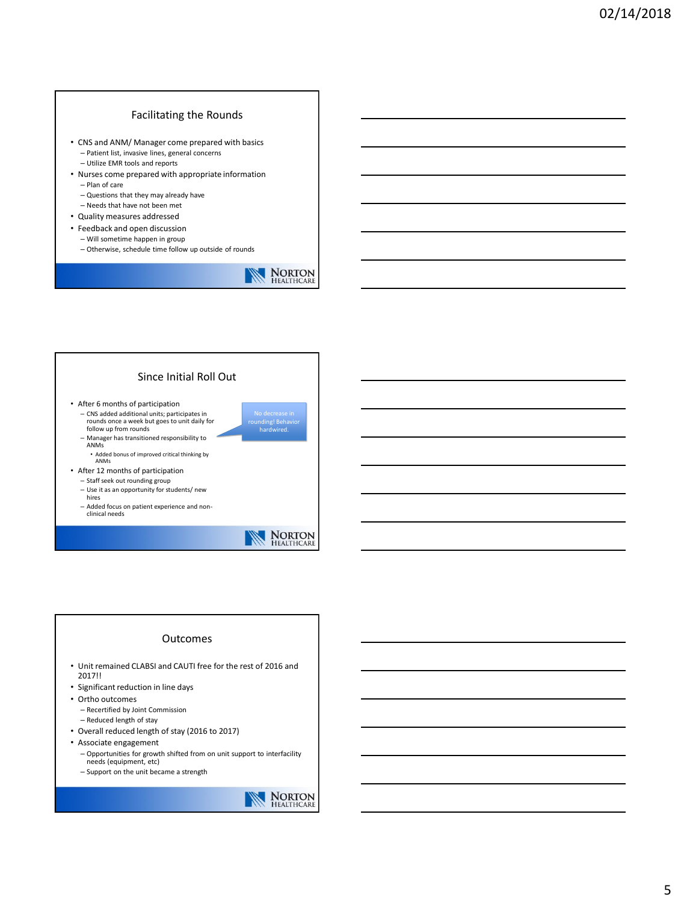## Facilitating the Rounds

- CNS and ANM/ Manager come prepared with basics
  - Patient list, invasive lines, general concerns
  - Utilize EMR tools and reports
- Nurses come prepared with appropriate information
  - Plan of care
  - Questions that they may already have
  - Needs that have not been met
- Quality measures addressed
- Feedback and open discussion
  - Will sometime happen in group
  - Otherwise, schedule time follow up outside of rounds

## Since Initial Roll Out

- After 6 months of participation
  - CNS added additional units; participates in rounds once a week but goes to unit daily for follow up from rounds
  - Manager has transitioned responsibility to ANMs
    - Added bonus of improved critical thinking by ANMs
- After 12 months of participation
  - Staff seek out rounding group
  - Use it as an opportunity for students/ new hires
  - Added focus on patient experience and non-clinical needs

No decrease in rounding! Behavior hardwired.

## Outcomes

- Unit remained CLABSI and CAUTI free for the rest of 2016 and 2017!!
- Significant reduction in line days
- Ortho outcomes
  - Recertified by Joint Commission
  - Reduced length of stay
- Overall reduced length of stay (2016 to 2017)
- Associate engagement
  - Opportunities for growth shifted from on unit support to interfacility needs (equipment, etc)
  - Support on the unit became a strength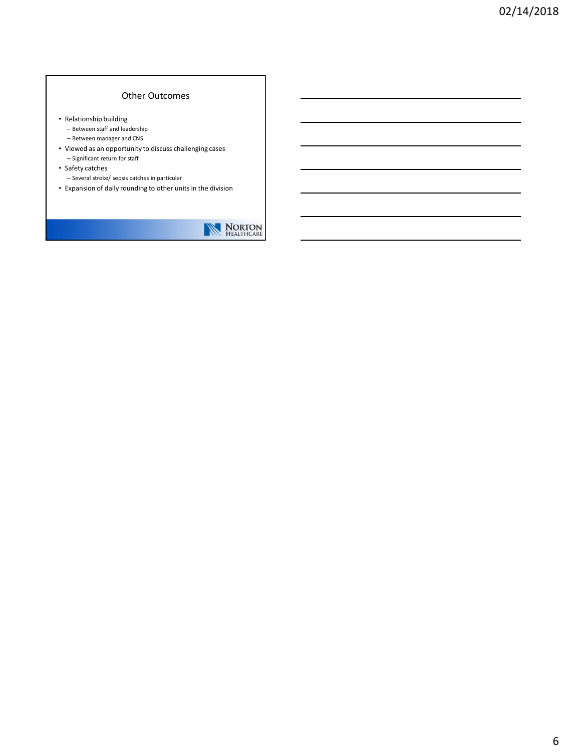## Other Outcomes

- Relationship building
  - Between staff and leadership
  - Between manager and CNS
- Viewed as an opportunity to discuss challenging cases
  - Significant return for staff
- Safety catches
  - Several stroke/ sepsis catches in particular
- Expansion of daily rounding to other units in the division

NORTON HEALTHCARE